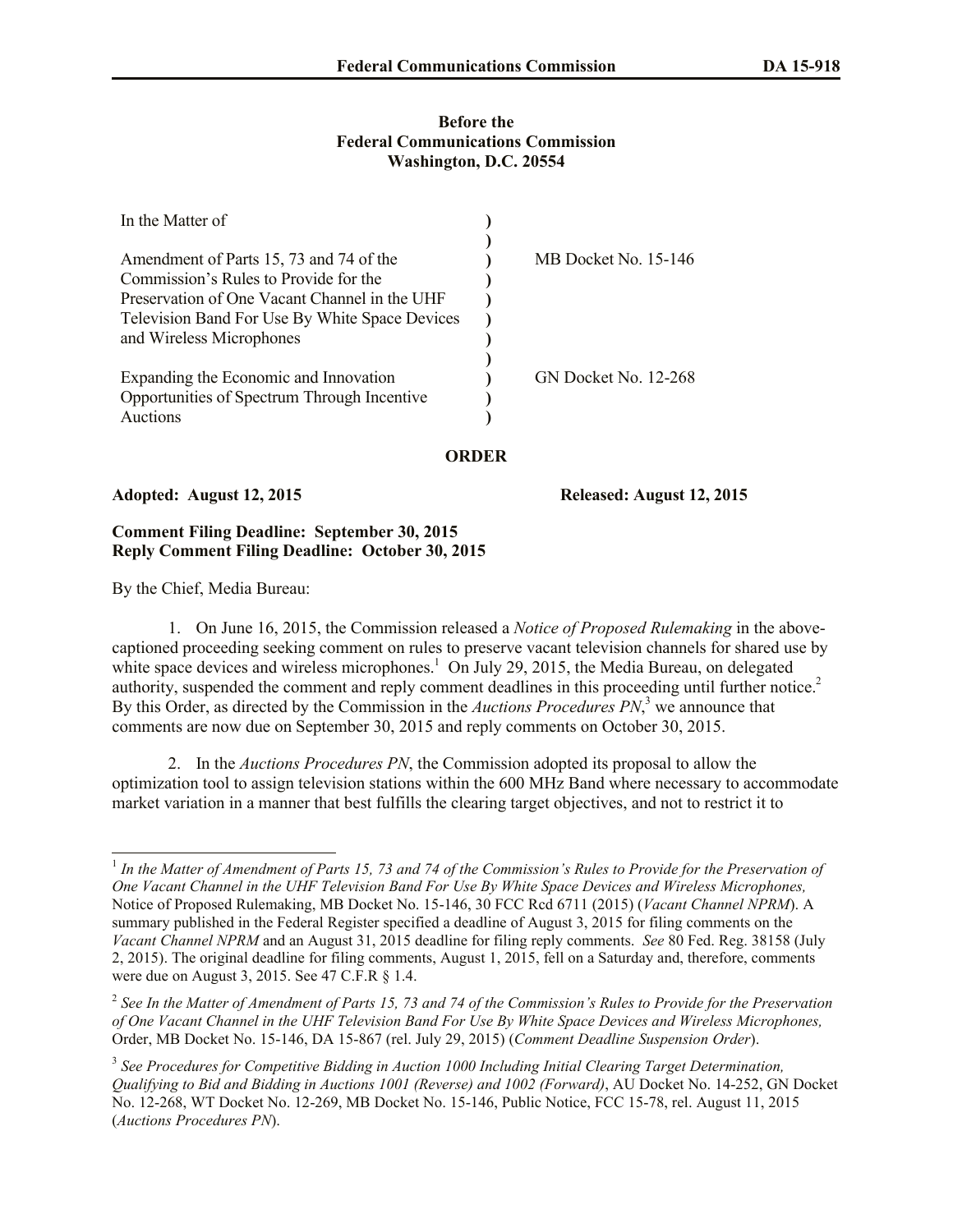**Before the**
**Federal Communications Commission**
**Washington, D.C. 20554**

| | | |
|---|---|---|
| In the Matter of | ) | |
| | ) | |
| Amendment of Parts 15, 73 and 74 of the Commission's Rules to Provide for the Preservation of One Vacant Channel in the UHF Television Band For Use By White Space Devices and Wireless Microphones | ) | MB Docket No. 15-146 |
| | ) | |
| Expanding the Economic and Innovation Opportunities of Spectrum Through Incentive Auctions | ) | GN Docket No. 12-268 |

## ORDER

**Adopted: August 12, 2015** **Released: August 12, 2015**

**Comment Filing Deadline: September 30, 2015**
**Reply Comment Filing Deadline: October 30, 2015**

By the Chief, Media Bureau:

1. On June 16, 2015, the Commission released a *Notice of Proposed Rulemaking* in the above-captioned proceeding seeking comment on rules to preserve vacant television channels for shared use by white space devices and wireless microphones.[1] On July 29, 2015, the Media Bureau, on delegated authority, suspended the comment and reply comment deadlines in this proceeding until further notice.[2] By this Order, as directed by the Commission in the *Auctions Procedures PN*,[3] we announce that comments are now due on September 30, 2015 and reply comments on October 30, 2015.

2. In the *Auctions Procedures PN*, the Commission adopted its proposal to allow the optimization tool to assign television stations within the 600 MHz Band where necessary to accommodate market variation in a manner that best fulfills the clearing target objectives, and not to restrict it to

---

[1] *In the Matter of Amendment of Parts 15, 73 and 74 of the Commission's Rules to Provide for the Preservation of One Vacant Channel in the UHF Television Band For Use By White Space Devices and Wireless Microphones,* Notice of Proposed Rulemaking, MB Docket No. 15-146, 30 FCC Rcd 6711 (2015) (*Vacant Channel NPRM*). A summary published in the Federal Register specified a deadline of August 3, 2015 for filing comments on the *Vacant Channel NPRM* and an August 31, 2015 deadline for filing reply comments. *See* 80 Fed. Reg. 38158 (July 2, 2015). The original deadline for filing comments, August 1, 2015, fell on a Saturday and, therefore, comments were due on August 3, 2015. See 47 C.F.R § 1.4.

[2] *See In the Matter of Amendment of Parts 15, 73 and 74 of the Commission's Rules to Provide for the Preservation of One Vacant Channel in the UHF Television Band For Use By White Space Devices and Wireless Microphones,* Order, MB Docket No. 15-146, DA 15-867 (rel. July 29, 2015) (*Comment Deadline Suspension Order*).

[3] *See Procedures for Competitive Bidding in Auction 1000 Including Initial Clearing Target Determination, Qualifying to Bid and Bidding in Auctions 1001 (Reverse) and 1002 (Forward)*, AU Docket No. 14-252, GN Docket No. 12-268, WT Docket No. 12-269, MB Docket No. 15-146, Public Notice, FCC 15-78, rel. August 11, 2015 (*Auctions Procedures PN*).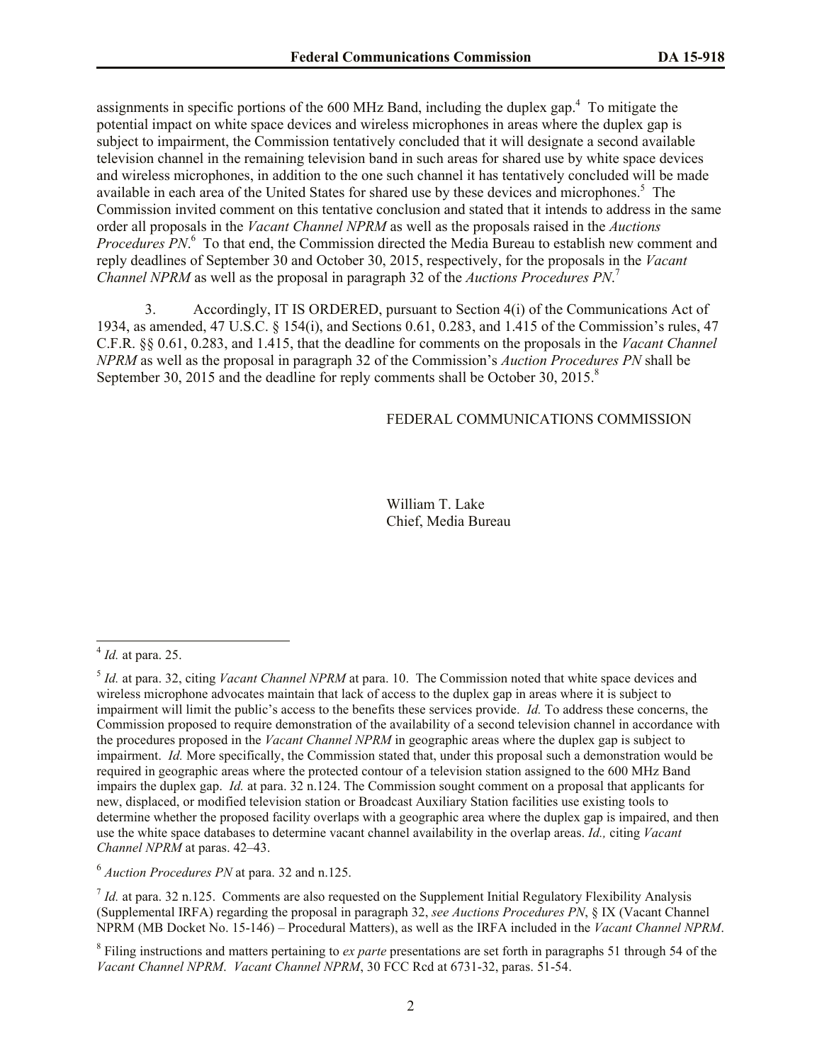assignments in specific portions of the 600 MHz Band, including the duplex gap.[4] To mitigate the potential impact on white space devices and wireless microphones in areas where the duplex gap is subject to impairment, the Commission tentatively concluded that it will designate a second available television channel in the remaining television band in such areas for shared use by white space devices and wireless microphones, in addition to the one such channel it has tentatively concluded will be made available in each area of the United States for shared use by these devices and microphones.[5] The Commission invited comment on this tentative conclusion and stated that it intends to address in the same order all proposals in the *Vacant Channel NPRM* as well as the proposals raised in the *Auctions Procedures PN*.[6] To that end, the Commission directed the Media Bureau to establish new comment and reply deadlines of September 30 and October 30, 2015, respectively, for the proposals in the *Vacant Channel NPRM* as well as the proposal in paragraph 32 of the *Auctions Procedures PN*.[7]

3. Accordingly, IT IS ORDERED, pursuant to Section 4(i) of the Communications Act of 1934, as amended, 47 U.S.C. § 154(i), and Sections 0.61, 0.283, and 1.415 of the Commission's rules, 47 C.F.R. §§ 0.61, 0.283, and 1.415, that the deadline for comments on the proposals in the *Vacant Channel NPRM* as well as the proposal in paragraph 32 of the Commission's *Auction Procedures PN* shall be September 30, 2015 and the deadline for reply comments shall be October 30, 2015.[8]

FEDERAL COMMUNICATIONS COMMISSION

William T. Lake
Chief, Media Bureau

---

[4] *Id.* at para. 25.

[5] *Id.* at para. 32, citing *Vacant Channel NPRM* at para. 10. The Commission noted that white space devices and wireless microphone advocates maintain that lack of access to the duplex gap in areas where it is subject to impairment will limit the public's access to the benefits these services provide. *Id.* To address these concerns, the Commission proposed to require demonstration of the availability of a second television channel in accordance with the procedures proposed in the *Vacant Channel NPRM* in geographic areas where the duplex gap is subject to impairment. *Id.* More specifically, the Commission stated that, under this proposal such a demonstration would be required in geographic areas where the protected contour of a television station assigned to the 600 MHz Band impairs the duplex gap. *Id.* at para. 32 n.124. The Commission sought comment on a proposal that applicants for new, displaced, or modified television station or Broadcast Auxiliary Station facilities use existing tools to determine whether the proposed facility overlaps with a geographic area where the duplex gap is impaired, and then use the white space databases to determine vacant channel availability in the overlap areas. *Id.,* citing *Vacant Channel NPRM* at paras. 42–43.

[6] *Auction Procedures PN* at para. 32 and n.125.

[7] *Id.* at para. 32 n.125. Comments are also requested on the Supplement Initial Regulatory Flexibility Analysis (Supplemental IRFA) regarding the proposal in paragraph 32, *see Auctions Procedures PN*, § IX (Vacant Channel NPRM (MB Docket No. 15-146) – Procedural Matters), as well as the IRFA included in the *Vacant Channel NPRM*.

[8] Filing instructions and matters pertaining to *ex parte* presentations are set forth in paragraphs 51 through 54 of the *Vacant Channel NPRM*. *Vacant Channel NPRM*, 30 FCC Rcd at 6731-32, paras. 51-54.